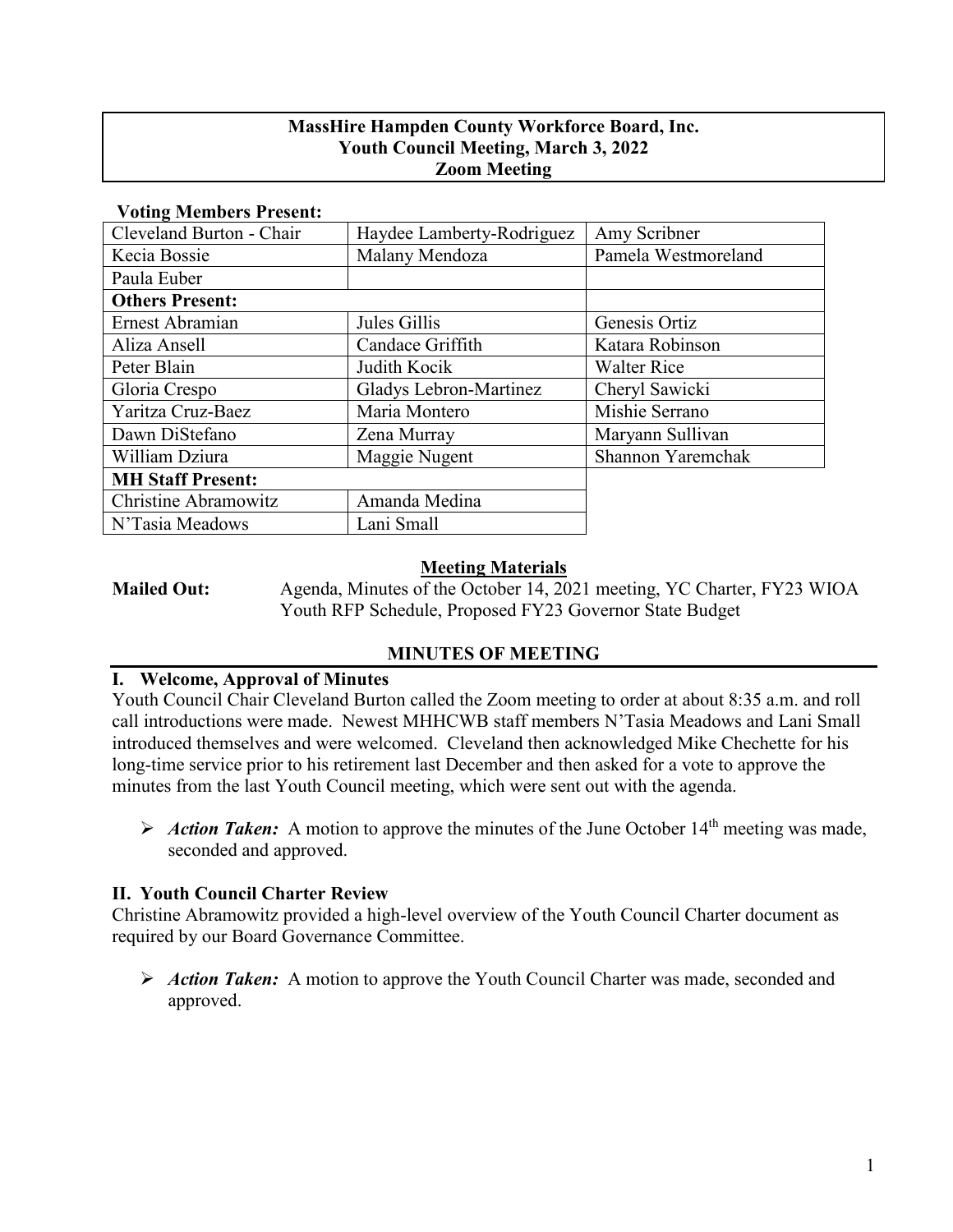**MassHire Hampden County Workforce Board, Inc.**
**Youth Council Meeting, March 3, 2022**
**Zoom Meeting**

**Voting Members Present:**

| | | |
|---|---|---|
| Cleveland Burton - Chair | Haydee Lamberty-Rodriguez | Amy Scribner |
| Kecia Bossie | Malany Mendoza | Pamela Westmoreland |
| Paula Euber | | |
| **Others Present:** | | |
| Ernest Abramian | Jules Gillis | Genesis Ortiz |
| Aliza Ansell | Candace Griffith | Katara Robinson |
| Peter Blain | Judith Kocik | Walter Rice |
| Gloria Crespo | Gladys Lebron-Martinez | Cheryl Sawicki |
| Yaritza Cruz-Baez | Maria Montero | Mishie Serrano |
| Dawn DiStefano | Zena Murray | Maryann Sullivan |
| William Dziura | Maggie Nugent | Shannon Yaremchak |
| **MH Staff Present:** | | |
| Christine Abramowitz | Amanda Medina | |
| N'Tasia Meadows | Lani Small | |

**Meeting Materials**

**Mailed Out:** Agenda, Minutes of the October 14, 2021 meeting, YC Charter, FY23 WIOA Youth RFP Schedule, Proposed FY23 Governor State Budget

**MINUTES OF MEETING**

## I. Welcome, Approval of Minutes

Youth Council Chair Cleveland Burton called the Zoom meeting to order at about 8:35 a.m. and roll call introductions were made. Newest MHHCWB staff members N'Tasia Meadows and Lani Small introduced themselves and were welcomed. Cleveland then acknowledged Mike Chechette for his long-time service prior to his retirement last December and then asked for a vote to approve the minutes from the last Youth Council meeting, which were sent out with the agenda.

- ***Action Taken:*** A motion to approve the minutes of the June October 14th meeting was made, seconded and approved.

## II. Youth Council Charter Review

Christine Abramowitz provided a high-level overview of the Youth Council Charter document as required by our Board Governance Committee.

- ***Action Taken:*** A motion to approve the Youth Council Charter was made, seconded and approved.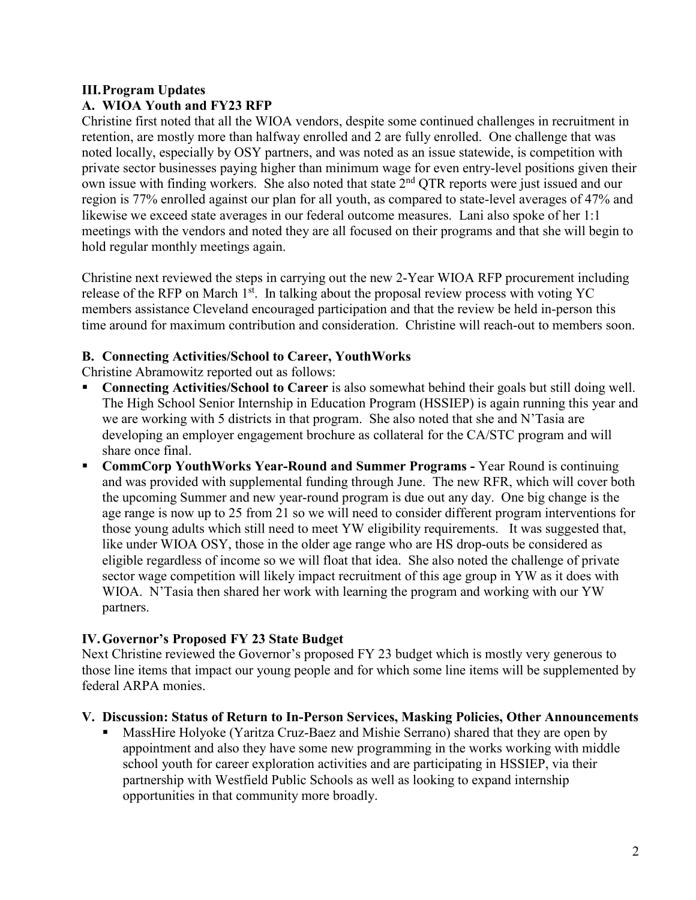## III. Program Updates

### A. WIOA Youth and FY23 RFP

Christine first noted that all the WIOA vendors, despite some continued challenges in recruitment in retention, are mostly more than halfway enrolled and 2 are fully enrolled. One challenge that was noted locally, especially by OSY partners, and was noted as an issue statewide, is competition with private sector businesses paying higher than minimum wage for even entry-level positions given their own issue with finding workers. She also noted that state 2nd QTR reports were just issued and our region is 77% enrolled against our plan for all youth, as compared to state-level averages of 47% and likewise we exceed state averages in our federal outcome measures. Lani also spoke of her 1:1 meetings with the vendors and noted they are all focused on their programs and that she will begin to hold regular monthly meetings again.

Christine next reviewed the steps in carrying out the new 2-Year WIOA RFP procurement including release of the RFP on March 1st. In talking about the proposal review process with voting YC members assistance Cleveland encouraged participation and that the review be held in-person this time around for maximum contribution and consideration. Christine will reach-out to members soon.

### B. Connecting Activities/School to Career, YouthWorks

Christine Abramowitz reported out as follows:

- **Connecting Activities/School to Career** is also somewhat behind their goals but still doing well. The High School Senior Internship in Education Program (HSSIEP) is again running this year and we are working with 5 districts in that program. She also noted that she and N'Tasia are developing an employer engagement brochure as collateral for the CA/STC program and will share once final.
- **CommCorp YouthWorks Year-Round and Summer Programs -** Year Round is continuing and was provided with supplemental funding through June. The new RFR, which will cover both the upcoming Summer and new year-round program is due out any day. One big change is the age range is now up to 25 from 21 so we will need to consider different program interventions for those young adults which still need to meet YW eligibility requirements. It was suggested that, like under WIOA OSY, those in the older age range who are HS drop-outs be considered as eligible regardless of income so we will float that idea. She also noted the challenge of private sector wage competition will likely impact recruitment of this age group in YW as it does with WIOA. N'Tasia then shared her work with learning the program and working with our YW partners.

## IV. Governor's Proposed FY 23 State Budget

Next Christine reviewed the Governor's proposed FY 23 budget which is mostly very generous to those line items that impact our young people and for which some line items will be supplemented by federal ARPA monies.

## V. Discussion: Status of Return to In-Person Services, Masking Policies, Other Announcements

- MassHire Holyoke (Yaritza Cruz-Baez and Mishie Serrano) shared that they are open by appointment and also they have some new programming in the works working with middle school youth for career exploration activities and are participating in HSSIEP, via their partnership with Westfield Public Schools as well as looking to expand internship opportunities in that community more broadly.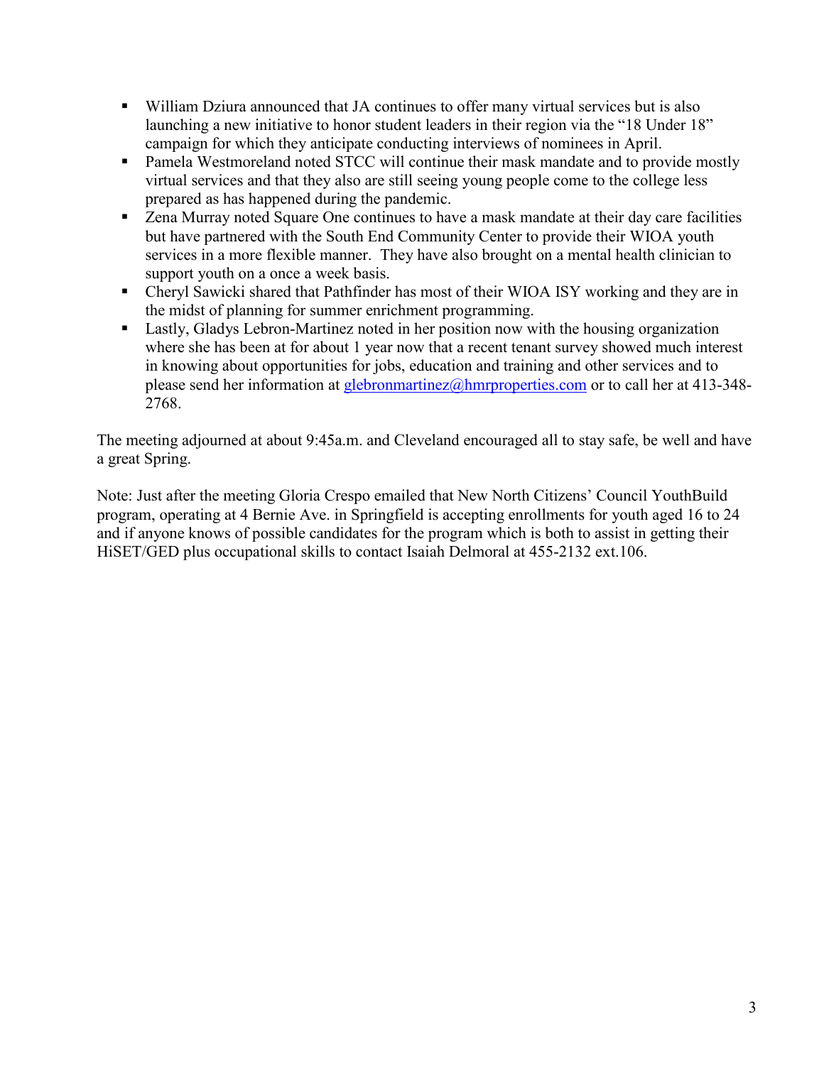- William Dziura announced that JA continues to offer many virtual services but is also launching a new initiative to honor student leaders in their region via the "18 Under 18" campaign for which they anticipate conducting interviews of nominees in April.
- Pamela Westmoreland noted STCC will continue their mask mandate and to provide mostly virtual services and that they also are still seeing young people come to the college less prepared as has happened during the pandemic.
- Zena Murray noted Square One continues to have a mask mandate at their day care facilities but have partnered with the South End Community Center to provide their WIOA youth services in a more flexible manner. They have also brought on a mental health clinician to support youth on a once a week basis.
- Cheryl Sawicki shared that Pathfinder has most of their WIOA ISY working and they are in the midst of planning for summer enrichment programming.
- Lastly, Gladys Lebron-Martinez noted in her position now with the housing organization where she has been at for about 1 year now that a recent tenant survey showed much interest in knowing about opportunities for jobs, education and training and other services and to please send her information at glebronmartinez@hmrproperties.com or to call her at 413-348-2768.

The meeting adjourned at about 9:45a.m. and Cleveland encouraged all to stay safe, be well and have a great Spring.

Note: Just after the meeting Gloria Crespo emailed that New North Citizens' Council YouthBuild program, operating at 4 Bernie Ave. in Springfield is accepting enrollments for youth aged 16 to 24 and if anyone knows of possible candidates for the program which is both to assist in getting their HiSET/GED plus occupational skills to contact Isaiah Delmoral at 455-2132 ext.106.